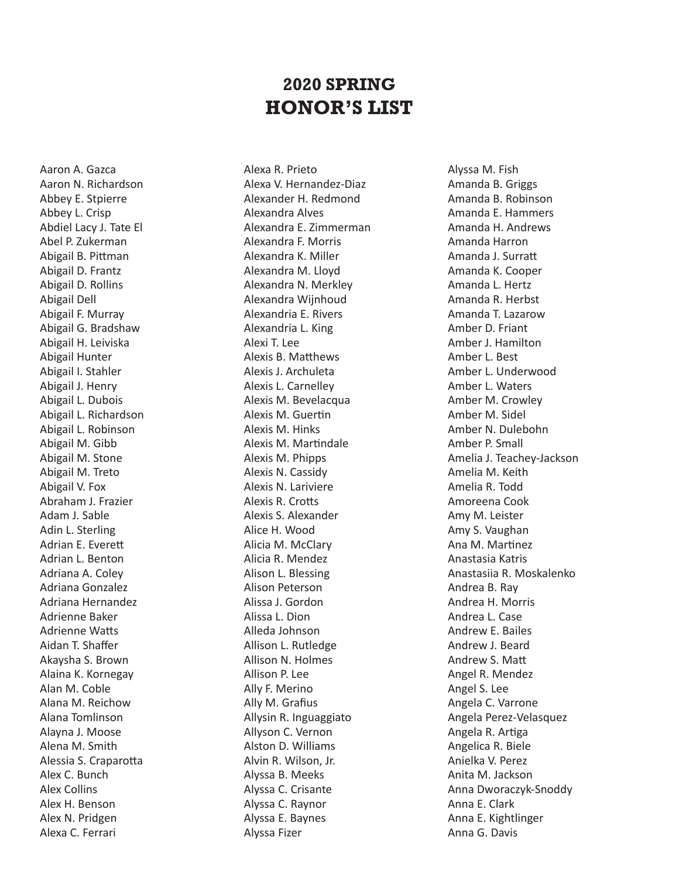# 2020 SPRING
# HONOR'S LIST

Aaron A. Gazca
Aaron N. Richardson
Abbey E. Stpierre
Abbey L. Crisp
Abdiel Lacy J. Tate El
Abel P. Zukerman
Abigail B. Pittman
Abigail D. Frantz
Abigail D. Rollins
Abigail Dell
Abigail F. Murray
Abigail G. Bradshaw
Abigail H. Leiviska
Abigail Hunter
Abigail I. Stahler
Abigail J. Henry
Abigail L. Dubois
Abigail L. Richardson
Abigail L. Robinson
Abigail M. Gibb
Abigail M. Stone
Abigail M. Treto
Abigail V. Fox
Abraham J. Frazier
Adam J. Sable
Adin L. Sterling
Adrian E. Everett
Adrian L. Benton
Adriana A. Coley
Adriana Gonzalez
Adriana Hernandez
Adrienne Baker
Adrienne Watts
Aidan T. Shaffer
Akaysha S. Brown
Alaina K. Kornegay
Alan M. Coble
Alana M. Reichow
Alana Tomlinson
Alayna J. Moose
Alena M. Smith
Alessia S. Craparotta
Alex C. Bunch
Alex Collins
Alex H. Benson
Alex N. Pridgen
Alexa C. Ferrari
Alexa R. Prieto
Alexa V. Hernandez-Diaz
Alexander H. Redmond
Alexandra Alves
Alexandra E. Zimmerman
Alexandra F. Morris
Alexandra K. Miller
Alexandra M. Lloyd
Alexandra N. Merkley
Alexandra Wijnhoud
Alexandria E. Rivers
Alexandria L. King
Alexi T. Lee
Alexis B. Matthews
Alexis J. Archuleta
Alexis L. Carnelley
Alexis M. Bevelacqua
Alexis M. Guertin
Alexis M. Hinks
Alexis M. Martindale
Alexis M. Phipps
Alexis N. Cassidy
Alexis N. Lariviere
Alexis R. Crotts
Alexis S. Alexander
Alice H. Wood
Alicia M. McClary
Alicia R. Mendez
Alison L. Blessing
Alison Peterson
Alissa J. Gordon
Alissa L. Dion
Alleda Johnson
Allison L. Rutledge
Allison N. Holmes
Allison P. Lee
Ally F. Merino
Ally M. Grafius
Allysin R. Inguaggiato
Allyson C. Vernon
Alston D. Williams
Alvin R. Wilson, Jr.
Alyssa B. Meeks
Alyssa C. Crisante
Alyssa C. Raynor
Alyssa E. Baynes
Alyssa Fizer
Alyssa M. Fish
Amanda B. Griggs
Amanda B. Robinson
Amanda E. Hammers
Amanda H. Andrews
Amanda Harron
Amanda J. Surratt
Amanda K. Cooper
Amanda L. Hertz
Amanda R. Herbst
Amanda T. Lazarow
Amber D. Friant
Amber J. Hamilton
Amber L. Best
Amber L. Underwood
Amber L. Waters
Amber M. Crowley
Amber M. Sidel
Amber N. Dulebohn
Amber P. Small
Amelia J. Teachey-Jackson
Amelia M. Keith
Amelia R. Todd
Amoreena Cook
Amy M. Leister
Amy S. Vaughan
Ana M. Martinez
Anastasia Katris
Anastasiia R. Moskalenko
Andrea B. Ray
Andrea H. Morris
Andrea L. Case
Andrew E. Bailes
Andrew J. Beard
Andrew S. Matt
Angel R. Mendez
Angel S. Lee
Angela C. Varrone
Angela Perez-Velasquez
Angela R. Artiga
Angelica R. Biele
Anielka V. Perez
Anita M. Jackson
Anna Dworaczyk-Snoddy
Anna E. Clark
Anna E. Kightlinger
Anna G. Davis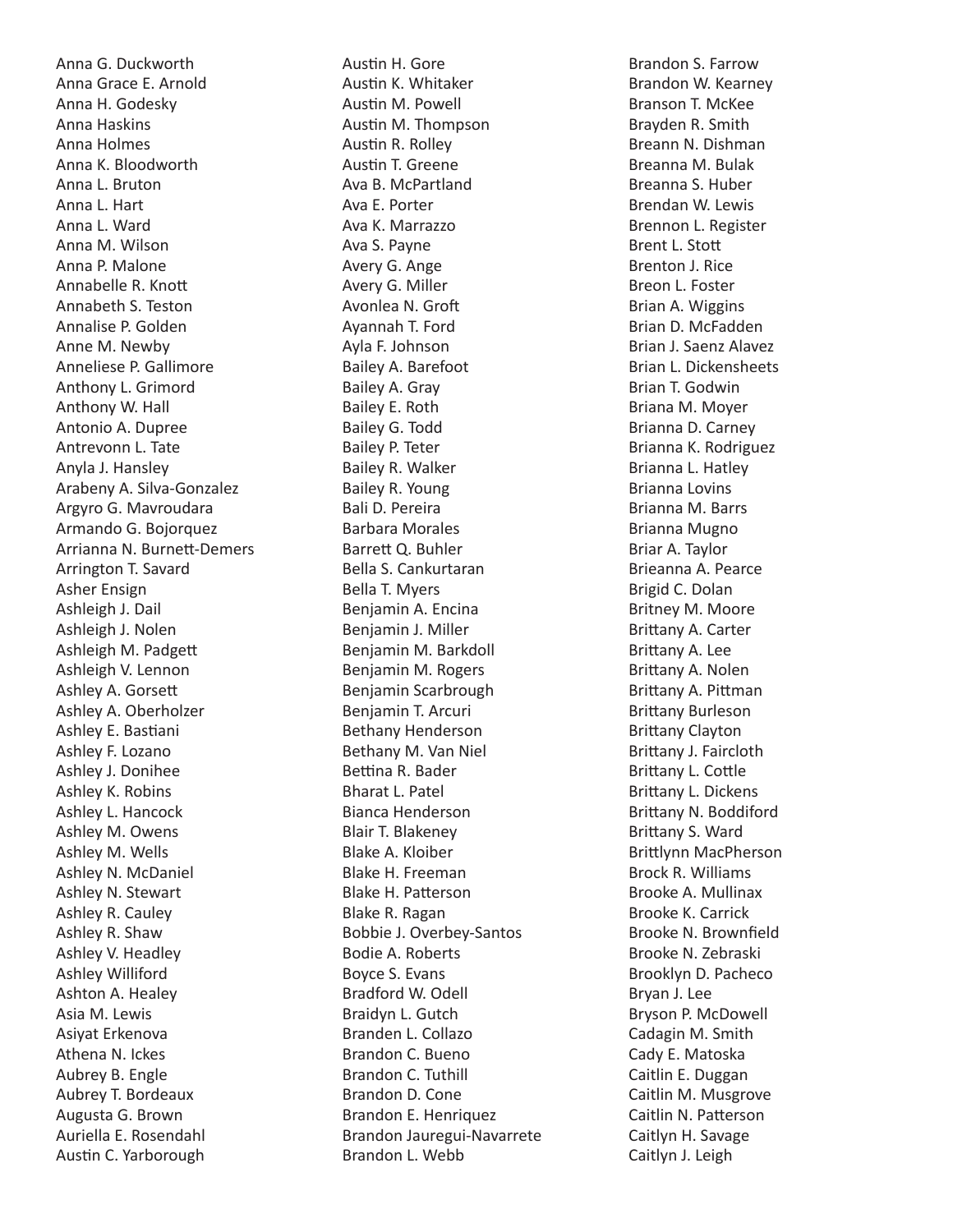Anna G. Duckworth
Anna Grace E. Arnold
Anna H. Godesky
Anna Haskins
Anna Holmes
Anna K. Bloodworth
Anna L. Bruton
Anna L. Hart
Anna L. Ward
Anna M. Wilson
Anna P. Malone
Annabelle R. Knott
Annabeth S. Teston
Annalise P. Golden
Anne M. Newby
Anneliese P. Gallimore
Anthony L. Grimord
Anthony W. Hall
Antonio A. Dupree
Antrevonn L. Tate
Anyla J. Hansley
Arabeny A. Silva-Gonzalez
Argyro G. Mavroudara
Armando G. Bojorquez
Arrianna N. Burnett-Demers
Arrington T. Savard
Asher Ensign
Ashleigh J. Dail
Ashleigh J. Nolen
Ashleigh M. Padgett
Ashleigh V. Lennon
Ashley A. Gorsett
Ashley A. Oberholzer
Ashley E. Bastiani
Ashley F. Lozano
Ashley J. Donihee
Ashley K. Robins
Ashley L. Hancock
Ashley M. Owens
Ashley M. Wells
Ashley N. McDaniel
Ashley N. Stewart
Ashley R. Cauley
Ashley R. Shaw
Ashley V. Headley
Ashley Williford
Ashton A. Healey
Asia M. Lewis
Asiyat Erkenova
Athena N. Ickes
Aubrey B. Engle
Aubrey T. Bordeaux
Augusta G. Brown
Auriella E. Rosendahl
Austin C. Yarborough
Austin H. Gore
Austin K. Whitaker
Austin M. Powell
Austin M. Thompson
Austin R. Rolley
Austin T. Greene
Ava B. McPartland
Ava E. Porter
Ava K. Marrazzo
Ava S. Payne
Avery G. Ange
Avery G. Miller
Avonlea N. Groft
Ayannah T. Ford
Ayla F. Johnson
Bailey A. Barefoot
Bailey A. Gray
Bailey E. Roth
Bailey G. Todd
Bailey P. Teter
Bailey R. Walker
Bailey R. Young
Bali D. Pereira
Barbara Morales
Barrett Q. Buhler
Bella S. Cankurtaran
Bella T. Myers
Benjamin A. Encina
Benjamin J. Miller
Benjamin M. Barkdoll
Benjamin M. Rogers
Benjamin Scarbrough
Benjamin T. Arcuri
Bethany Henderson
Bethany M. Van Niel
Bettina R. Bader
Bharat L. Patel
Bianca Henderson
Blair T. Blakeney
Blake A. Kloiber
Blake H. Freeman
Blake H. Patterson
Blake R. Ragan
Bobbie J. Overbey-Santos
Bodie A. Roberts
Boyce S. Evans
Bradford W. Odell
Braidyn L. Gutch
Branden L. Collazo
Brandon C. Bueno
Brandon C. Tuthill
Brandon D. Cone
Brandon E. Henriquez
Brandon Jauregui-Navarrete
Brandon L. Webb
Brandon S. Farrow
Brandon W. Kearney
Branson T. McKee
Brayden R. Smith
Breann N. Dishman
Breanna M. Bulak
Breanna S. Huber
Brendan W. Lewis
Brennon L. Register
Brent L. Stott
Brenton J. Rice
Breon L. Foster
Brian A. Wiggins
Brian D. McFadden
Brian J. Saenz Alavez
Brian L. Dickensheets
Brian T. Godwin
Briana M. Moyer
Brianna D. Carney
Brianna K. Rodriguez
Brianna L. Hatley
Brianna Lovins
Brianna M. Barrs
Brianna Mugno
Briar A. Taylor
Brieanna A. Pearce
Brigid C. Dolan
Britney M. Moore
Brittany A. Carter
Brittany A. Lee
Brittany A. Nolen
Brittany A. Pittman
Brittany Burleson
Brittany Clayton
Brittany J. Faircloth
Brittany L. Cottle
Brittany L. Dickens
Brittany N. Boddiford
Brittany S. Ward
Brittlynn MacPherson
Brock R. Williams
Brooke A. Mullinax
Brooke K. Carrick
Brooke N. Brownfield
Brooke N. Zebraski
Brooklyn D. Pacheco
Bryan J. Lee
Bryson P. McDowell
Cadagin M. Smith
Cady E. Matoska
Caitlin E. Duggan
Caitlin M. Musgrove
Caitlin N. Patterson
Caitlyn H. Savage
Caitlyn J. Leigh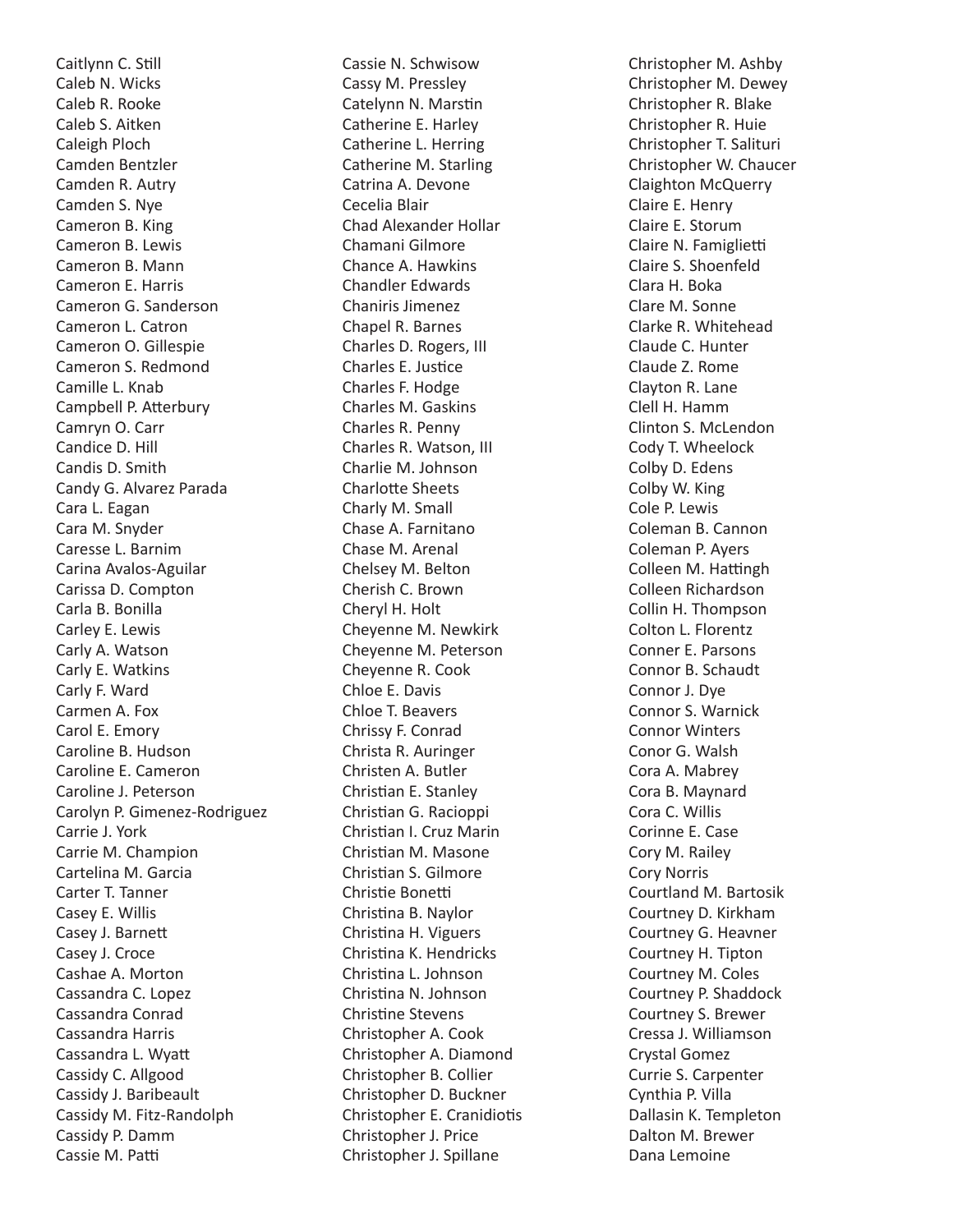Caitlynn C. Still
Caleb N. Wicks
Caleb R. Rooke
Caleb S. Aitken
Caleigh Ploch
Camden Bentzler
Camden R. Autry
Camden S. Nye
Cameron B. King
Cameron B. Lewis
Cameron B. Mann
Cameron E. Harris
Cameron G. Sanderson
Cameron L. Catron
Cameron O. Gillespie
Cameron S. Redmond
Camille L. Knab
Campbell P. Atterbury
Camryn O. Carr
Candice D. Hill
Candis D. Smith
Candy G. Alvarez Parada
Cara L. Eagan
Cara M. Snyder
Caresse L. Barnim
Carina Avalos-Aguilar
Carissa D. Compton
Carla B. Bonilla
Carley E. Lewis
Carly A. Watson
Carly E. Watkins
Carly F. Ward
Carmen A. Fox
Carol E. Emory
Caroline B. Hudson
Caroline E. Cameron
Caroline J. Peterson
Carolyn P. Gimenez-Rodriguez
Carrie J. York
Carrie M. Champion
Cartelina M. Garcia
Carter T. Tanner
Casey E. Willis
Casey J. Barnett
Casey J. Croce
Cashae A. Morton
Cassandra C. Lopez
Cassandra Conrad
Cassandra Harris
Cassandra L. Wyatt
Cassidy C. Allgood
Cassidy J. Baribeault
Cassidy M. Fitz-Randolph
Cassidy P. Damm
Cassie M. Patti
Cassie N. Schwisow
Cassy M. Pressley
Catelynn N. Marstin
Catherine E. Harley
Catherine L. Herring
Catherine M. Starling
Catrina A. Devone
Cecelia Blair
Chad Alexander Hollar
Chamani Gilmore
Chance A. Hawkins
Chandler Edwards
Chaniris Jimenez
Chapel R. Barnes
Charles D. Rogers, III
Charles E. Justice
Charles F. Hodge
Charles M. Gaskins
Charles R. Penny
Charles R. Watson, III
Charlie M. Johnson
Charlotte Sheets
Charly M. Small
Chase A. Farnitano
Chase M. Arenal
Chelsey M. Belton
Cherish C. Brown
Cheryl H. Holt
Cheyenne M. Newkirk
Cheyenne M. Peterson
Cheyenne R. Cook
Chloe E. Davis
Chloe T. Beavers
Chrissy F. Conrad
Christa R. Auringer
Christen A. Butler
Christian E. Stanley
Christian G. Racioppi
Christian I. Cruz Marin
Christian M. Masone
Christian S. Gilmore
Christie Bonetti
Christina B. Naylor
Christina H. Viguers
Christina K. Hendricks
Christina L. Johnson
Christina N. Johnson
Christine Stevens
Christopher A. Cook
Christopher A. Diamond
Christopher B. Collier
Christopher D. Buckner
Christopher E. Cranidiotis
Christopher J. Price
Christopher J. Spillane
Christopher M. Ashby
Christopher M. Dewey
Christopher R. Blake
Christopher R. Huie
Christopher T. Salituri
Christopher W. Chaucer
Claighton McQuerry
Claire E. Henry
Claire E. Storum
Claire N. Famiglietti
Claire S. Shoenfeld
Clara H. Boka
Clare M. Sonne
Clarke R. Whitehead
Claude C. Hunter
Claude Z. Rome
Clayton R. Lane
Clell H. Hamm
Clinton S. McLendon
Cody T. Wheelock
Colby D. Edens
Colby W. King
Cole P. Lewis
Coleman B. Cannon
Coleman P. Ayers
Colleen M. Hattingh
Colleen Richardson
Collin H. Thompson
Colton L. Florentz
Conner E. Parsons
Connor B. Schaudt
Connor J. Dye
Connor S. Warnick
Connor Winters
Conor G. Walsh
Cora A. Mabrey
Cora B. Maynard
Cora C. Willis
Corinne E. Case
Cory M. Railey
Cory Norris
Courtland M. Bartosik
Courtney D. Kirkham
Courtney G. Heavner
Courtney H. Tipton
Courtney M. Coles
Courtney P. Shaddock
Courtney S. Brewer
Cressa J. Williamson
Crystal Gomez
Currie S. Carpenter
Cynthia P. Villa
Dallasin K. Templeton
Dalton M. Brewer
Dana Lemoine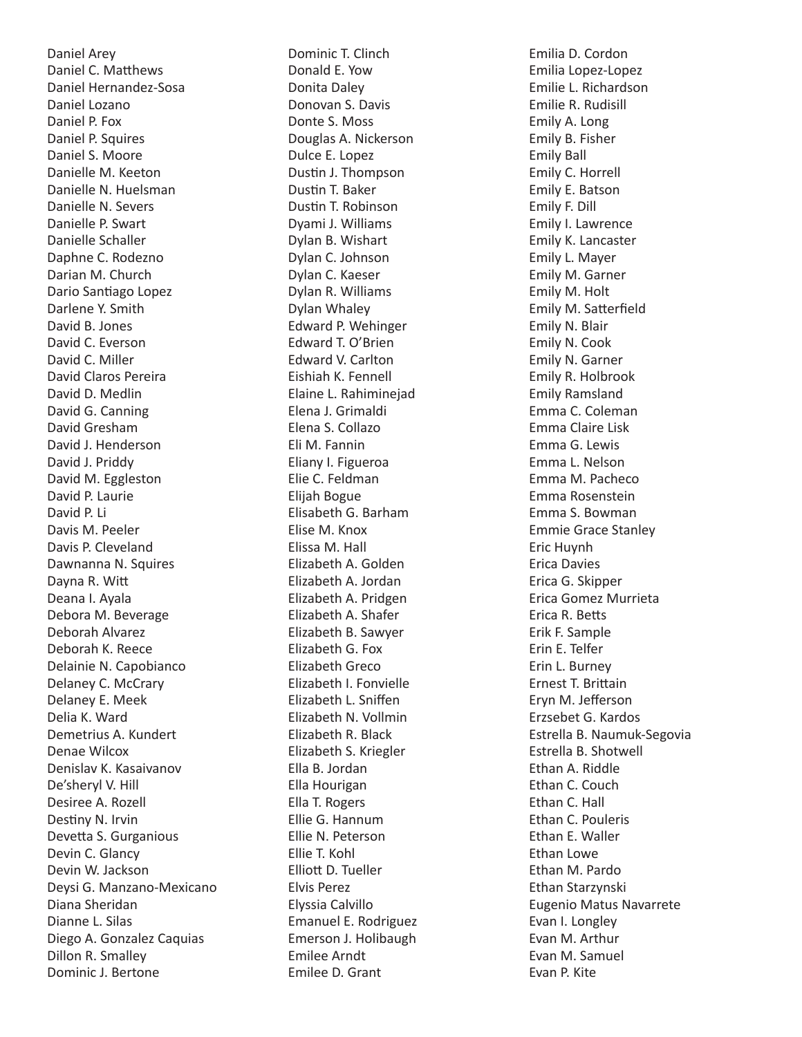Daniel Arey
Daniel C. Matthews
Daniel Hernandez-Sosa
Daniel Lozano
Daniel P. Fox
Daniel P. Squires
Daniel S. Moore
Danielle M. Keeton
Danielle N. Huelsman
Danielle N. Severs
Danielle P. Swart
Danielle Schaller
Daphne C. Rodezno
Darian M. Church
Dario Santiago Lopez
Darlene Y. Smith
David B. Jones
David C. Everson
David C. Miller
David Claros Pereira
David D. Medlin
David G. Canning
David Gresham
David J. Henderson
David J. Priddy
David M. Eggleston
David P. Laurie
David P. Li
Davis M. Peeler
Davis P. Cleveland
Dawnanna N. Squires
Dayna R. Witt
Deana I. Ayala
Debora M. Beverage
Deborah Alvarez
Deborah K. Reece
Delainie N. Capobianco
Delaney C. McCrary
Delaney E. Meek
Delia K. Ward
Demetrius A. Kundert
Denae Wilcox
Denislav K. Kasaivanov
De'sheryl V. Hill
Desiree A. Rozell
Destiny N. Irvin
Devetta S. Gurganious
Devin C. Glancy
Devin W. Jackson
Deysi G. Manzano-Mexicano
Diana Sheridan
Dianne L. Silas
Diego A. Gonzalez Caquias
Dillon R. Smalley
Dominic J. Bertone
Dominic T. Clinch
Donald E. Yow
Donita Daley
Donovan S. Davis
Donte S. Moss
Douglas A. Nickerson
Dulce E. Lopez
Dustin J. Thompson
Dustin T. Baker
Dustin T. Robinson
Dyami J. Williams
Dylan B. Wishart
Dylan C. Johnson
Dylan C. Kaeser
Dylan R. Williams
Dylan Whaley
Edward P. Wehinger
Edward T. O'Brien
Edward V. Carlton
Eishiah K. Fennell
Elaine L. Rahiminejad
Elena J. Grimaldi
Elena S. Collazo
Eli M. Fannin
Eliany I. Figueroa
Elie C. Feldman
Elijah Bogue
Elisabeth G. Barham
Elise M. Knox
Elissa M. Hall
Elizabeth A. Golden
Elizabeth A. Jordan
Elizabeth A. Pridgen
Elizabeth A. Shafer
Elizabeth B. Sawyer
Elizabeth G. Fox
Elizabeth Greco
Elizabeth I. Fonvielle
Elizabeth L. Sniffen
Elizabeth N. Vollmin
Elizabeth R. Black
Elizabeth S. Kriegler
Ella B. Jordan
Ella Hourigan
Ella T. Rogers
Ellie G. Hannum
Ellie N. Peterson
Ellie T. Kohl
Elliott D. Tueller
Elvis Perez
Elyssia Calvillo
Emanuel E. Rodriguez
Emerson J. Holibaugh
Emilee Arndt
Emilee D. Grant
Emilia D. Cordon
Emilia Lopez-Lopez
Emilie L. Richardson
Emilie R. Rudisill
Emily A. Long
Emily B. Fisher
Emily Ball
Emily C. Horrell
Emily E. Batson
Emily F. Dill
Emily I. Lawrence
Emily K. Lancaster
Emily L. Mayer
Emily M. Garner
Emily M. Holt
Emily M. Satterfield
Emily N. Blair
Emily N. Cook
Emily N. Garner
Emily R. Holbrook
Emily Ramsland
Emma C. Coleman
Emma Claire Lisk
Emma G. Lewis
Emma L. Nelson
Emma M. Pacheco
Emma Rosenstein
Emma S. Bowman
Emmie Grace Stanley
Eric Huynh
Erica Davies
Erica G. Skipper
Erica Gomez Murrieta
Erica R. Betts
Erik F. Sample
Erin E. Telfer
Erin L. Burney
Ernest T. Brittain
Eryn M. Jefferson
Erzsebet G. Kardos
Estrella B. Naumuk-Segovia
Estrella B. Shotwell
Ethan A. Riddle
Ethan C. Couch
Ethan C. Hall
Ethan C. Pouleris
Ethan E. Waller
Ethan Lowe
Ethan M. Pardo
Ethan Starzynski
Eugenio Matus Navarrete
Evan I. Longley
Evan M. Arthur
Evan M. Samuel
Evan P. Kite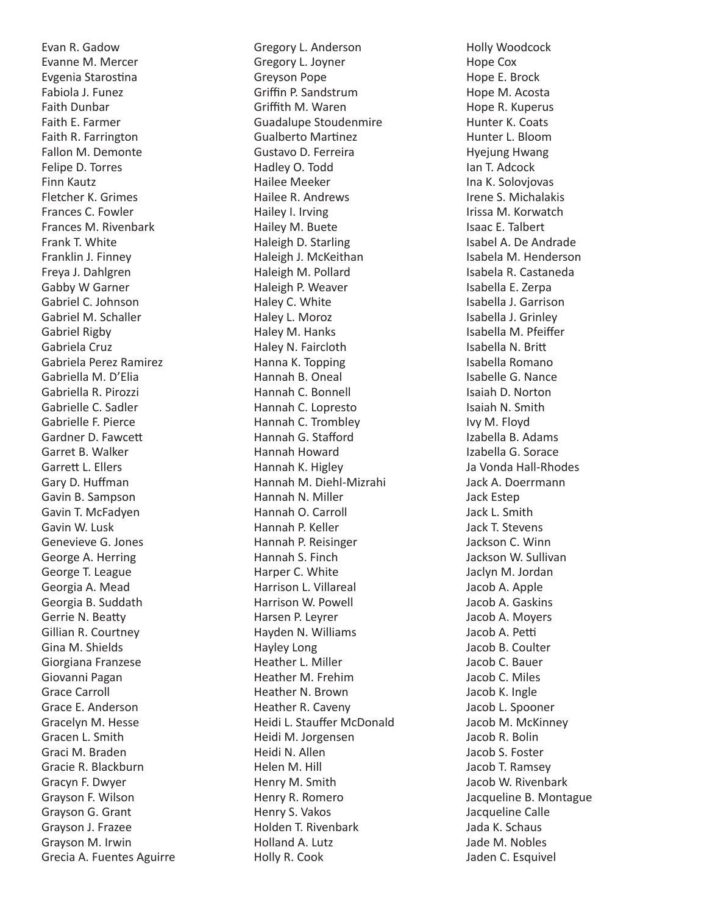Evan R. Gadow
Evanne M. Mercer
Evgenia Starostina
Fabiola J. Funez
Faith Dunbar
Faith E. Farmer
Faith R. Farrington
Fallon M. Demonte
Felipe D. Torres
Finn Kautz
Fletcher K. Grimes
Frances C. Fowler
Frances M. Rivenbark
Frank T. White
Franklin J. Finney
Freya J. Dahlgren
Gabby W Garner
Gabriel C. Johnson
Gabriel M. Schaller
Gabriel Rigby
Gabriela Cruz
Gabriela Perez Ramirez
Gabriella M. D'Elia
Gabriella R. Pirozzi
Gabrielle C. Sadler
Gabrielle F. Pierce
Gardner D. Fawcett
Garret B. Walker
Garrett L. Ellers
Gary D. Huffman
Gavin B. Sampson
Gavin T. McFadyen
Gavin W. Lusk
Genevieve G. Jones
George A. Herring
George T. League
Georgia A. Mead
Georgia B. Suddath
Gerrie N. Beatty
Gillian R. Courtney
Gina M. Shields
Giorgiana Franzese
Giovanni Pagan
Grace Carroll
Grace E. Anderson
Gracelyn M. Hesse
Gracen L. Smith
Graci M. Braden
Gracie R. Blackburn
Gracyn F. Dwyer
Grayson F. Wilson
Grayson G. Grant
Grayson J. Frazee
Grayson M. Irwin
Grecia A. Fuentes Aguirre
Gregory L. Anderson
Gregory L. Joyner
Greyson Pope
Griffin P. Sandstrum
Griffith M. Waren
Guadalupe Stoudenmire
Gualberto Martinez
Gustavo D. Ferreira
Hadley O. Todd
Hailee Meeker
Hailee R. Andrews
Hailey I. Irving
Hailey M. Buete
Haleigh D. Starling
Haleigh J. McKeithan
Haleigh M. Pollard
Haleigh P. Weaver
Haley C. White
Haley L. Moroz
Haley M. Hanks
Haley N. Faircloth
Hanna K. Topping
Hannah B. Oneal
Hannah C. Bonnell
Hannah C. Lopresto
Hannah C. Trombley
Hannah G. Stafford
Hannah Howard
Hannah K. Higley
Hannah M. Diehl-Mizrahi
Hannah N. Miller
Hannah O. Carroll
Hannah P. Keller
Hannah P. Reisinger
Hannah S. Finch
Harper C. White
Harrison L. Villareal
Harrison W. Powell
Harsen P. Leyrer
Hayden N. Williams
Hayley Long
Heather L. Miller
Heather M. Frehim
Heather N. Brown
Heather R. Caveny
Heidi L. Stauffer McDonald
Heidi M. Jorgensen
Heidi N. Allen
Helen M. Hill
Henry M. Smith
Henry R. Romero
Henry S. Vakos
Holden T. Rivenbark
Holland A. Lutz
Holly R. Cook
Holly Woodcock
Hope Cox
Hope E. Brock
Hope M. Acosta
Hope R. Kuperus
Hunter K. Coats
Hunter L. Bloom
Hyejung Hwang
Ian T. Adcock
Ina K. Solovjovas
Irene S. Michalakis
Irissa M. Korwatch
Isaac E. Talbert
Isabel A. De Andrade
Isabela M. Henderson
Isabela R. Castaneda
Isabella E. Zerpa
Isabella J. Garrison
Isabella J. Grinley
Isabella M. Pfeiffer
Isabella N. Britt
Isabella Romano
Isabelle G. Nance
Isaiah D. Norton
Isaiah N. Smith
Ivy M. Floyd
Izabella B. Adams
Izabella G. Sorace
Ja Vonda Hall-Rhodes
Jack A. Doerrmann
Jack Estep
Jack L. Smith
Jack T. Stevens
Jackson C. Winn
Jackson W. Sullivan
Jaclyn M. Jordan
Jacob A. Apple
Jacob A. Gaskins
Jacob A. Moyers
Jacob A. Petti
Jacob B. Coulter
Jacob C. Bauer
Jacob C. Miles
Jacob K. Ingle
Jacob L. Spooner
Jacob M. McKinney
Jacob R. Bolin
Jacob S. Foster
Jacob T. Ramsey
Jacob W. Rivenbark
Jacqueline B. Montague
Jacqueline Calle
Jada K. Schaus
Jade M. Nobles
Jaden C. Esquivel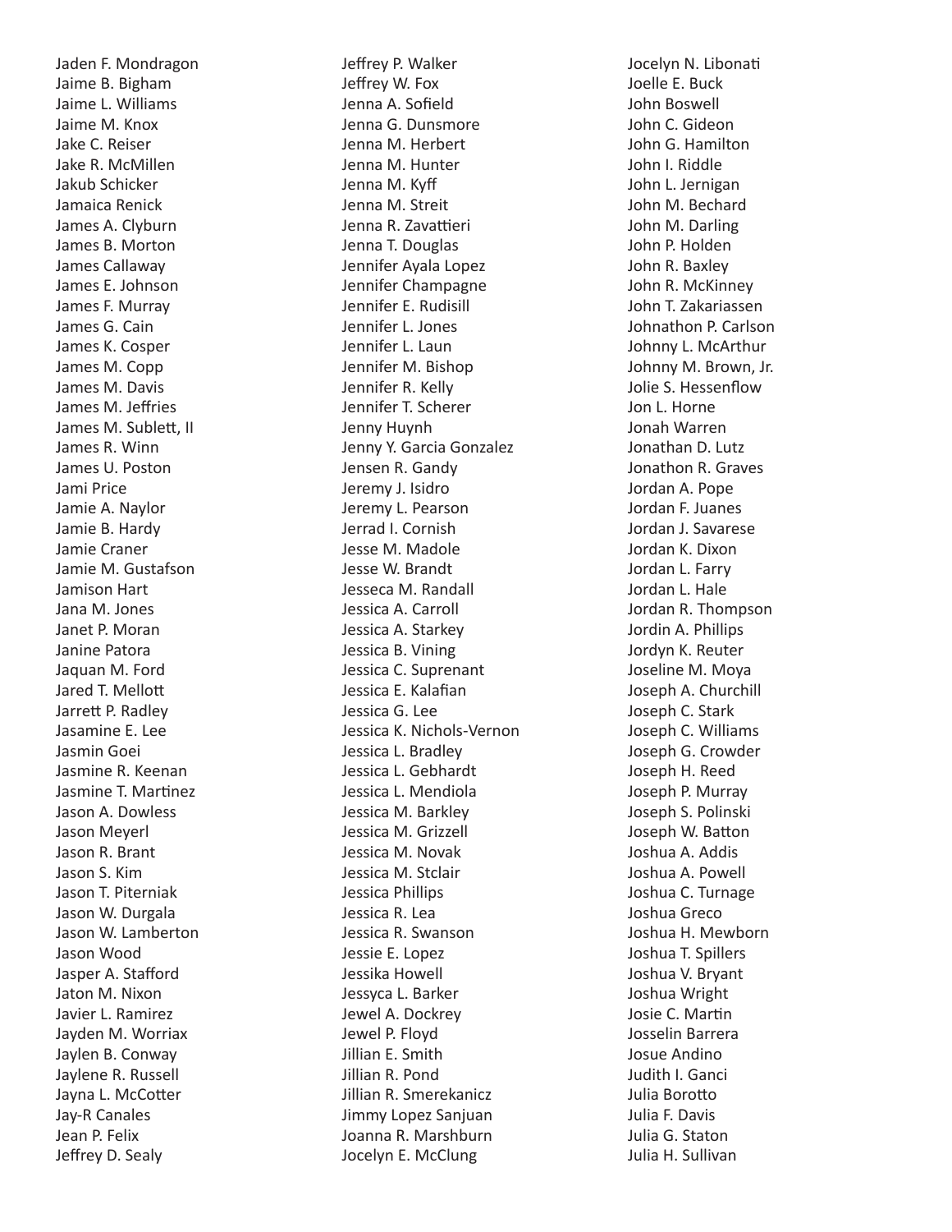Jaden F. Mondragon
Jaime B. Bigham
Jaime L. Williams
Jaime M. Knox
Jake C. Reiser
Jake R. McMillen
Jakub Schicker
Jamaica Renick
James A. Clyburn
James B. Morton
James Callaway
James E. Johnson
James F. Murray
James G. Cain
James K. Cosper
James M. Copp
James M. Davis
James M. Jeffries
James M. Sublett, II
James R. Winn
James U. Poston
Jami Price
Jamie A. Naylor
Jamie B. Hardy
Jamie Craner
Jamie M. Gustafson
Jamison Hart
Jana M. Jones
Janet P. Moran
Janine Patora
Jaquan M. Ford
Jared T. Mellott
Jarrett P. Radley
Jasamine E. Lee
Jasmin Goei
Jasmine R. Keenan
Jasmine T. Martinez
Jason A. Dowless
Jason Meyerl
Jason R. Brant
Jason S. Kim
Jason T. Piterniak
Jason W. Durgala
Jason W. Lamberton
Jason Wood
Jasper A. Stafford
Jaton M. Nixon
Javier L. Ramirez
Jayden M. Worriax
Jaylen B. Conway
Jaylene R. Russell
Jayna L. McCotter
Jay-R Canales
Jean P. Felix
Jeffrey D. Sealy
Jeffrey P. Walker
Jeffrey W. Fox
Jenna A. Sofield
Jenna G. Dunsmore
Jenna M. Herbert
Jenna M. Hunter
Jenna M. Kyff
Jenna M. Streit
Jenna R. Zavattieri
Jenna T. Douglas
Jennifer Ayala Lopez
Jennifer Champagne
Jennifer E. Rudisill
Jennifer L. Jones
Jennifer L. Laun
Jennifer M. Bishop
Jennifer R. Kelly
Jennifer T. Scherer
Jenny Huynh
Jenny Y. Garcia Gonzalez
Jensen R. Gandy
Jeremy J. Isidro
Jeremy L. Pearson
Jerrad I. Cornish
Jesse M. Madole
Jesse W. Brandt
Jesseca M. Randall
Jessica A. Carroll
Jessica A. Starkey
Jessica B. Vining
Jessica C. Suprenant
Jessica E. Kalafian
Jessica G. Lee
Jessica K. Nichols-Vernon
Jessica L. Bradley
Jessica L. Gebhardt
Jessica L. Mendiola
Jessica M. Barkley
Jessica M. Grizzell
Jessica M. Novak
Jessica M. Stclair
Jessica Phillips
Jessica R. Lea
Jessica R. Swanson
Jessie E. Lopez
Jessika Howell
Jessyca L. Barker
Jewel A. Dockrey
Jewel P. Floyd
Jillian E. Smith
Jillian R. Pond
Jillian R. Smerekanicz
Jimmy Lopez Sanjuan
Joanna R. Marshburn
Jocelyn E. McClung
Jocelyn N. Libonati
Joelle E. Buck
John Boswell
John C. Gideon
John G. Hamilton
John I. Riddle
John L. Jernigan
John M. Bechard
John M. Darling
John P. Holden
John R. Baxley
John R. McKinney
John T. Zakariassen
Johnathon P. Carlson
Johnny L. McArthur
Johnny M. Brown, Jr.
Jolie S. Hessenflow
Jon L. Horne
Jonah Warren
Jonathan D. Lutz
Jonathon R. Graves
Jordan A. Pope
Jordan F. Juanes
Jordan J. Savarese
Jordan K. Dixon
Jordan L. Farry
Jordan L. Hale
Jordan R. Thompson
Jordin A. Phillips
Jordyn K. Reuter
Joseline M. Moya
Joseph A. Churchill
Joseph C. Stark
Joseph C. Williams
Joseph G. Crowder
Joseph H. Reed
Joseph P. Murray
Joseph S. Polinski
Joseph W. Batton
Joshua A. Addis
Joshua A. Powell
Joshua C. Turnage
Joshua Greco
Joshua H. Mewborn
Joshua T. Spillers
Joshua V. Bryant
Joshua Wright
Josie C. Martin
Josselin Barrera
Josue Andino
Judith I. Ganci
Julia Borotto
Julia F. Davis
Julia G. Staton
Julia H. Sullivan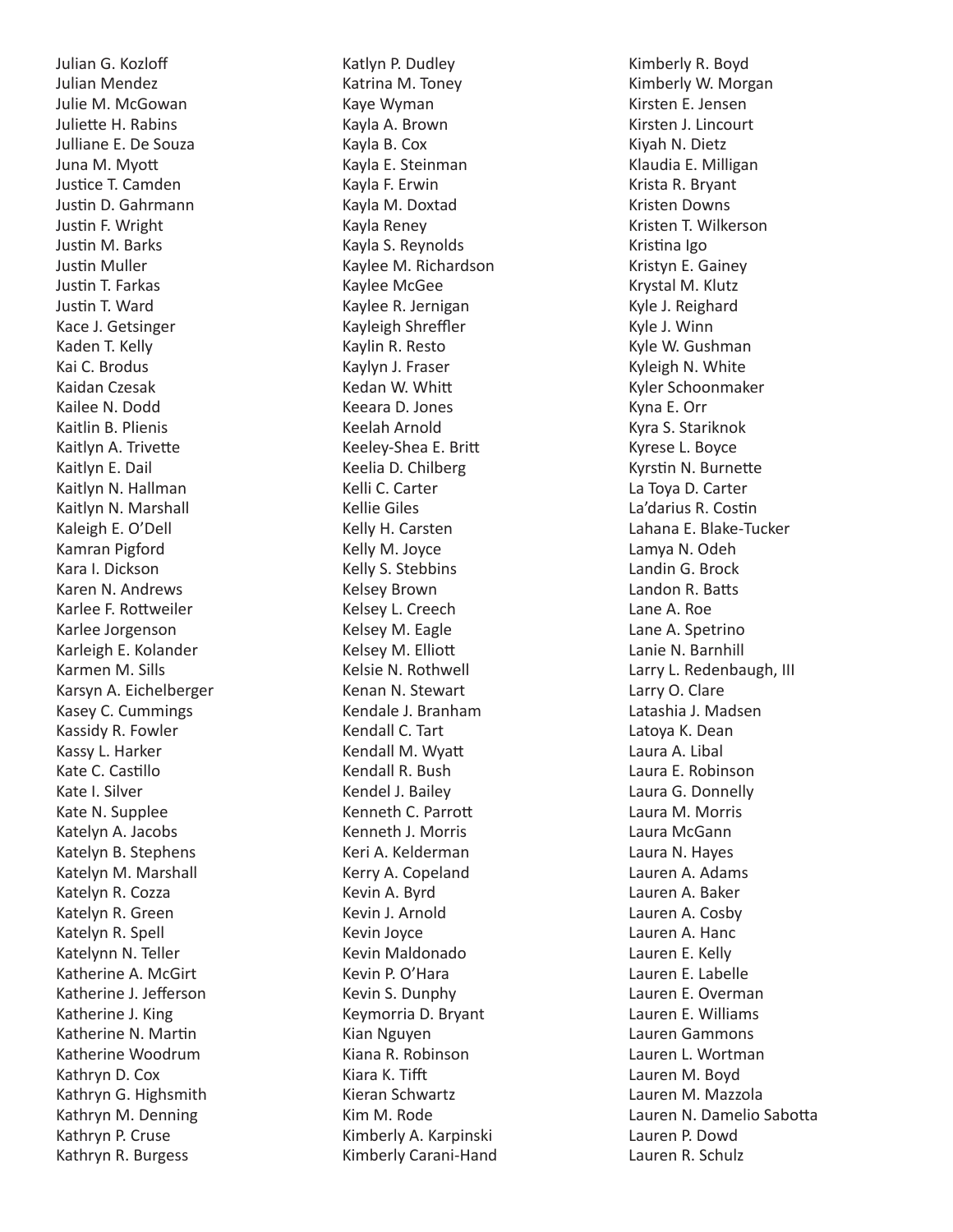Julian G. Kozloff
Julian Mendez
Julie M. McGowan
Juliette H. Rabins
Julliane E. De Souza
Juna M. Myott
Justice T. Camden
Justin D. Gahrmann
Justin F. Wright
Justin M. Barks
Justin Muller
Justin T. Farkas
Justin T. Ward
Kace J. Getsinger
Kaden T. Kelly
Kai C. Brodus
Kaidan Czesak
Kailee N. Dodd
Kaitlin B. Plienis
Kaitlyn A. Trivette
Kaitlyn E. Dail
Kaitlyn N. Hallman
Kaitlyn N. Marshall
Kaleigh E. O'Dell
Kamran Pigford
Kara I. Dickson
Karen N. Andrews
Karlee F. Rottweiler
Karlee Jorgenson
Karleigh E. Kolander
Karmen M. Sills
Karsyn A. Eichelberger
Kasey C. Cummings
Kassidy R. Fowler
Kassy L. Harker
Kate C. Castillo
Kate I. Silver
Kate N. Supplee
Katelyn A. Jacobs
Katelyn B. Stephens
Katelyn M. Marshall
Katelyn R. Cozza
Katelyn R. Green
Katelyn R. Spell
Katelynn N. Teller
Katherine A. McGirt
Katherine J. Jefferson
Katherine J. King
Katherine N. Martin
Katherine Woodrum
Kathryn D. Cox
Kathryn G. Highsmith
Kathryn M. Denning
Kathryn P. Cruse
Kathryn R. Burgess
Katlyn P. Dudley
Katrina M. Toney
Kaye Wyman
Kayla A. Brown
Kayla B. Cox
Kayla E. Steinman
Kayla F. Erwin
Kayla M. Doxtad
Kayla Reney
Kayla S. Reynolds
Kaylee M. Richardson
Kaylee McGee
Kaylee R. Jernigan
Kayleigh Shreffler
Kaylin R. Resto
Kaylyn J. Fraser
Kedan W. Whitt
Keeara D. Jones
Keelah Arnold
Keeley-Shea E. Britt
Keelia D. Chilberg
Kelli C. Carter
Kellie Giles
Kelly H. Carsten
Kelly M. Joyce
Kelly S. Stebbins
Kelsey Brown
Kelsey L. Creech
Kelsey M. Eagle
Kelsey M. Elliott
Kelsie N. Rothwell
Kenan N. Stewart
Kendale J. Branham
Kendall C. Tart
Kendall M. Wyatt
Kendall R. Bush
Kendel J. Bailey
Kenneth C. Parrott
Kenneth J. Morris
Keri A. Kelderman
Kerry A. Copeland
Kevin A. Byrd
Kevin J. Arnold
Kevin Joyce
Kevin Maldonado
Kevin P. O'Hara
Kevin S. Dunphy
Keymorria D. Bryant
Kian Nguyen
Kiana R. Robinson
Kiara K. Tifft
Kieran Schwartz
Kim M. Rode
Kimberly A. Karpinski
Kimberly Carani-Hand
Kimberly R. Boyd
Kimberly W. Morgan
Kirsten E. Jensen
Kirsten J. Lincourt
Kiyah N. Dietz
Klaudia E. Milligan
Krista R. Bryant
Kristen Downs
Kristen T. Wilkerson
Kristina Igo
Kristyn E. Gainey
Krystal M. Klutz
Kyle J. Reighard
Kyle J. Winn
Kyle W. Gushman
Kyleigh N. White
Kyler Schoonmaker
Kyna E. Orr
Kyra S. Stariknok
Kyrese L. Boyce
Kyrstin N. Burnette
La Toya D. Carter
La'darius R. Costin
Lahana E. Blake-Tucker
Lamya N. Odeh
Landin G. Brock
Landon R. Batts
Lane A. Roe
Lane A. Spetrino
Lanie N. Barnhill
Larry L. Redenbaugh, III
Larry O. Clare
Latashia J. Madsen
Latoya K. Dean
Laura A. Libal
Laura E. Robinson
Laura G. Donnelly
Laura M. Morris
Laura McGann
Laura N. Hayes
Lauren A. Adams
Lauren A. Baker
Lauren A. Cosby
Lauren A. Hanc
Lauren E. Kelly
Lauren E. Labelle
Lauren E. Overman
Lauren E. Williams
Lauren Gammons
Lauren L. Wortman
Lauren M. Boyd
Lauren M. Mazzola
Lauren N. Damelio Sabotta
Lauren P. Dowd
Lauren R. Schulz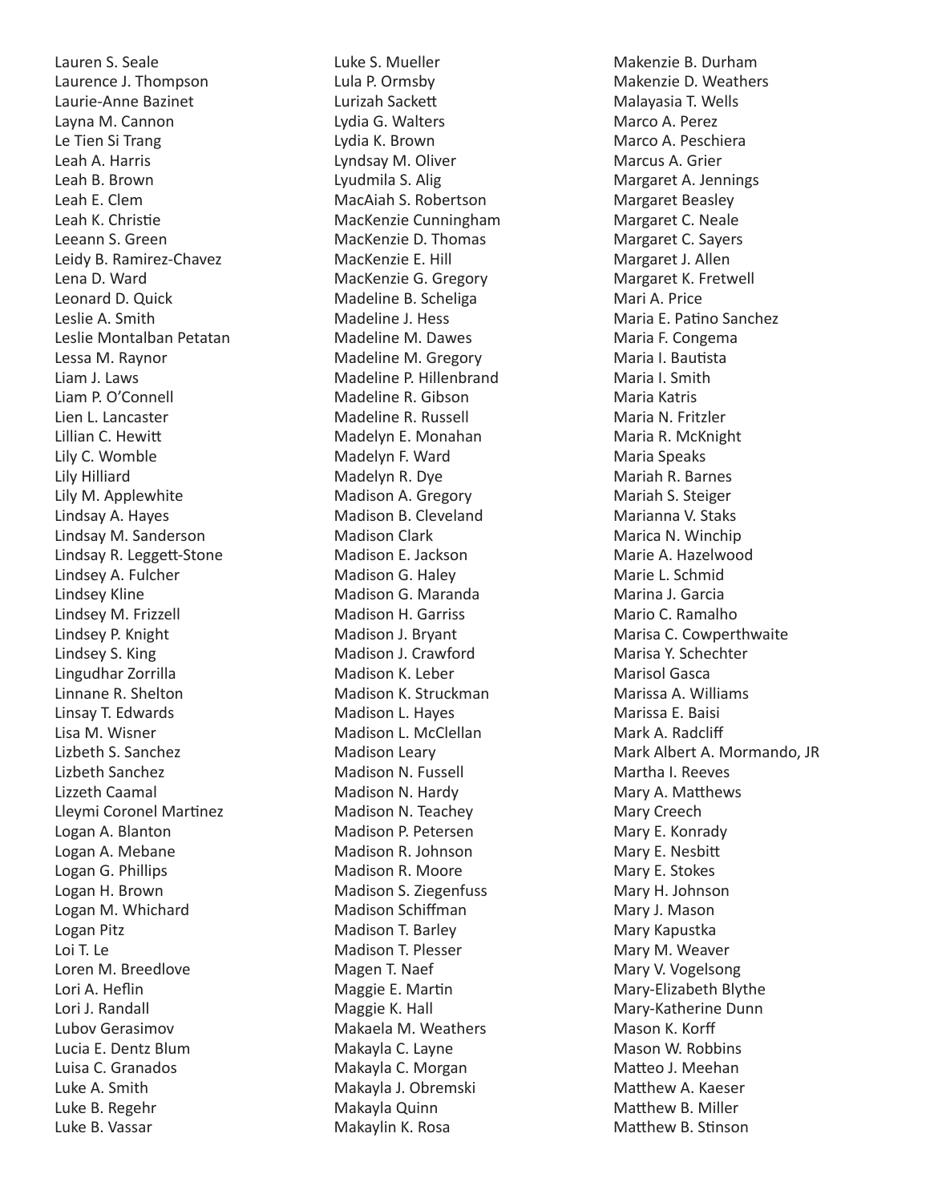Lauren S. Seale
Laurence J. Thompson
Laurie-Anne Bazinet
Layna M. Cannon
Le Tien Si Trang
Leah A. Harris
Leah B. Brown
Leah E. Clem
Leah K. Christie
Leeann S. Green
Leidy B. Ramirez-Chavez
Lena D. Ward
Leonard D. Quick
Leslie A. Smith
Leslie Montalban Petatan
Lessa M. Raynor
Liam J. Laws
Liam P. O'Connell
Lien L. Lancaster
Lillian C. Hewitt
Lily C. Womble
Lily Hilliard
Lily M. Applewhite
Lindsay A. Hayes
Lindsay M. Sanderson
Lindsay R. Leggett-Stone
Lindsey A. Fulcher
Lindsey Kline
Lindsey M. Frizzell
Lindsey P. Knight
Lindsey S. King
Lingudhar Zorrilla
Linnane R. Shelton
Linsay T. Edwards
Lisa M. Wisner
Lizbeth S. Sanchez
Lizbeth Sanchez
Lizzeth Caamal
Lleymi Coronel Martinez
Logan A. Blanton
Logan A. Mebane
Logan G. Phillips
Logan H. Brown
Logan M. Whichard
Logan Pitz
Loi T. Le
Loren M. Breedlove
Lori A. Heflin
Lori J. Randall
Lubov Gerasimov
Lucia E. Dentz Blum
Luisa C. Granados
Luke A. Smith
Luke B. Regehr
Luke B. Vassar
Luke S. Mueller
Lula P. Ormsby
Lurizah Sackett
Lydia G. Walters
Lydia K. Brown
Lyndsay M. Oliver
Lyudmila S. Alig
MacAiah S. Robertson
MacKenzie Cunningham
MacKenzie D. Thomas
MacKenzie E. Hill
MacKenzie G. Gregory
Madeline B. Scheliga
Madeline J. Hess
Madeline M. Dawes
Madeline M. Gregory
Madeline P. Hillenbrand
Madeline R. Gibson
Madeline R. Russell
Madelyn E. Monahan
Madelyn F. Ward
Madelyn R. Dye
Madison A. Gregory
Madison B. Cleveland
Madison Clark
Madison E. Jackson
Madison G. Haley
Madison G. Maranda
Madison H. Garriss
Madison J. Bryant
Madison J. Crawford
Madison K. Leber
Madison K. Struckman
Madison L. Hayes
Madison L. McClellan
Madison Leary
Madison N. Fussell
Madison N. Hardy
Madison N. Teachey
Madison P. Petersen
Madison R. Johnson
Madison R. Moore
Madison S. Ziegenfuss
Madison Schiffman
Madison T. Barley
Madison T. Plesser
Magen T. Naef
Maggie E. Martin
Maggie K. Hall
Makaela M. Weathers
Makayla C. Layne
Makayla C. Morgan
Makayla J. Obremski
Makayla Quinn
Makaylin K. Rosa
Makenzie B. Durham
Makenzie D. Weathers
Malayasia T. Wells
Marco A. Perez
Marco A. Peschiera
Marcus A. Grier
Margaret A. Jennings
Margaret Beasley
Margaret C. Neale
Margaret C. Sayers
Margaret J. Allen
Margaret K. Fretwell
Mari A. Price
Maria E. Patino Sanchez
Maria F. Congema
Maria I. Bautista
Maria I. Smith
Maria Katris
Maria N. Fritzler
Maria R. McKnight
Maria Speaks
Mariah R. Barnes
Mariah S. Steiger
Marianna V. Staks
Marica N. Winchip
Marie A. Hazelwood
Marie L. Schmid
Marina J. Garcia
Mario C. Ramalho
Marisa C. Cowperthwaite
Marisa Y. Schechter
Marisol Gasca
Marissa A. Williams
Marissa E. Baisi
Mark A. Radcliff
Mark Albert A. Mormando, JR
Martha I. Reeves
Mary A. Matthews
Mary Creech
Mary E. Konrady
Mary E. Nesbitt
Mary E. Stokes
Mary H. Johnson
Mary J. Mason
Mary Kapustka
Mary M. Weaver
Mary V. Vogelsong
Mary-Elizabeth Blythe
Mary-Katherine Dunn
Mason K. Korff
Mason W. Robbins
Matteo J. Meehan
Matthew A. Kaeser
Matthew B. Miller
Matthew B. Stinson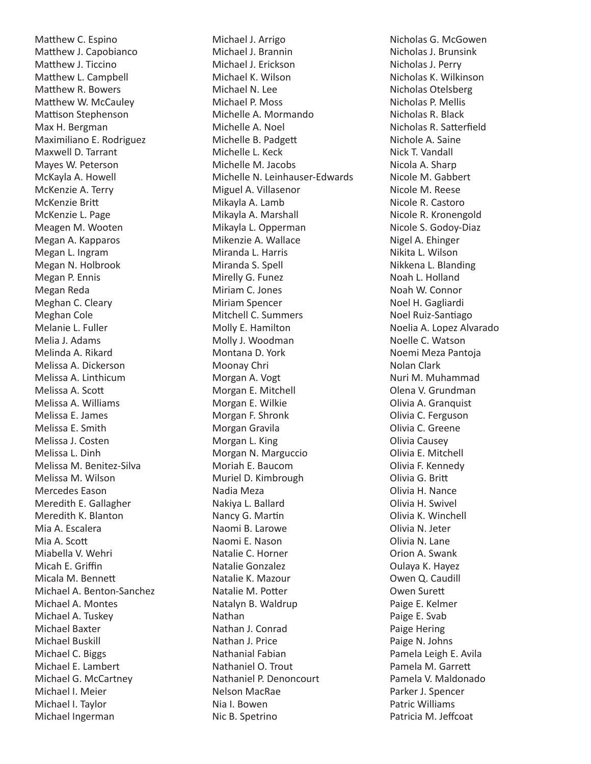Matthew C. Espino
Matthew J. Capobianco
Matthew J. Ticcino
Matthew L. Campbell
Matthew R. Bowers
Matthew W. McCauley
Mattison Stephenson
Max H. Bergman
Maximiliano E. Rodriguez
Maxwell D. Tarrant
Mayes W. Peterson
McKayla A. Howell
McKenzie A. Terry
McKenzie Britt
McKenzie L. Page
Meagen M. Wooten
Megan A. Kapparos
Megan L. Ingram
Megan N. Holbrook
Megan P. Ennis
Megan Reda
Meghan C. Cleary
Meghan Cole
Melanie L. Fuller
Melia J. Adams
Melinda A. Rikard
Melissa A. Dickerson
Melissa A. Linthicum
Melissa A. Scott
Melissa A. Williams
Melissa E. James
Melissa E. Smith
Melissa J. Costen
Melissa L. Dinh
Melissa M. Benitez-Silva
Melissa M. Wilson
Mercedes Eason
Meredith E. Gallagher
Meredith K. Blanton
Mia A. Escalera
Mia A. Scott
Miabella V. Wehri
Micah E. Griffin
Micala M. Bennett
Michael A. Benton-Sanchez
Michael A. Montes
Michael A. Tuskey
Michael Baxter
Michael Buskill
Michael C. Biggs
Michael E. Lambert
Michael G. McCartney
Michael I. Meier
Michael I. Taylor
Michael Ingerman
Michael J. Arrigo
Michael J. Brannin
Michael J. Erickson
Michael K. Wilson
Michael N. Lee
Michael P. Moss
Michelle A. Mormando
Michelle A. Noel
Michelle B. Padgett
Michelle L. Keck
Michelle M. Jacobs
Michelle N. Leinhauser-Edwards
Miguel A. Villasenor
Mikayla A. Lamb
Mikayla A. Marshall
Mikayla L. Opperman
Mikenzie A. Wallace
Miranda L. Harris
Miranda S. Spell
Mirelly G. Funez
Miriam C. Jones
Miriam Spencer
Mitchell C. Summers
Molly E. Hamilton
Molly J. Woodman
Montana D. York
Moonay Chri
Morgan A. Vogt
Morgan E. Mitchell
Morgan E. Wilkie
Morgan F. Shronk
Morgan Gravila
Morgan L. King
Morgan N. Marguccio
Moriah E. Baucom
Muriel D. Kimbrough
Nadia Meza
Nakiya L. Ballard
Nancy G. Martin
Naomi B. Larowe
Naomi E. Nason
Natalie C. Horner
Natalie Gonzalez
Natalie K. Mazour
Natalie M. Potter
Natalyn B. Waldrup
Nathan
Nathan J. Conrad
Nathan J. Price
Nathanial Fabian
Nathaniel O. Trout
Nathaniel P. Denoncourt
Nelson MacRae
Nia I. Bowen
Nic B. Spetrino
Nicholas G. McGowen
Nicholas J. Brunsink
Nicholas J. Perry
Nicholas K. Wilkinson
Nicholas Otelsberg
Nicholas P. Mellis
Nicholas R. Black
Nicholas R. Satterfield
Nichole A. Saine
Nick T. Vandall
Nicola A. Sharp
Nicole M. Gabbert
Nicole M. Reese
Nicole R. Castoro
Nicole R. Kronengold
Nicole S. Godoy-Diaz
Nigel A. Ehinger
Nikita L. Wilson
Nikkena L. Blanding
Noah L. Holland
Noah W. Connor
Noel H. Gagliardi
Noel Ruiz-Santiago
Noelia A. Lopez Alvarado
Noelle C. Watson
Noemi Meza Pantoja
Nolan Clark
Nuri M. Muhammad
Olena V. Grundman
Olivia A. Granquist
Olivia C. Ferguson
Olivia C. Greene
Olivia Causey
Olivia E. Mitchell
Olivia F. Kennedy
Olivia G. Britt
Olivia H. Nance
Olivia H. Swivel
Olivia K. Winchell
Olivia N. Jeter
Olivia N. Lane
Orion A. Swank
Oulaya K. Hayez
Owen Q. Caudill
Owen Surett
Paige E. Kelmer
Paige E. Svab
Paige Hering
Paige N. Johns
Pamela Leigh E. Avila
Pamela M. Garrett
Pamela V. Maldonado
Parker J. Spencer
Patric Williams
Patricia M. Jeffcoat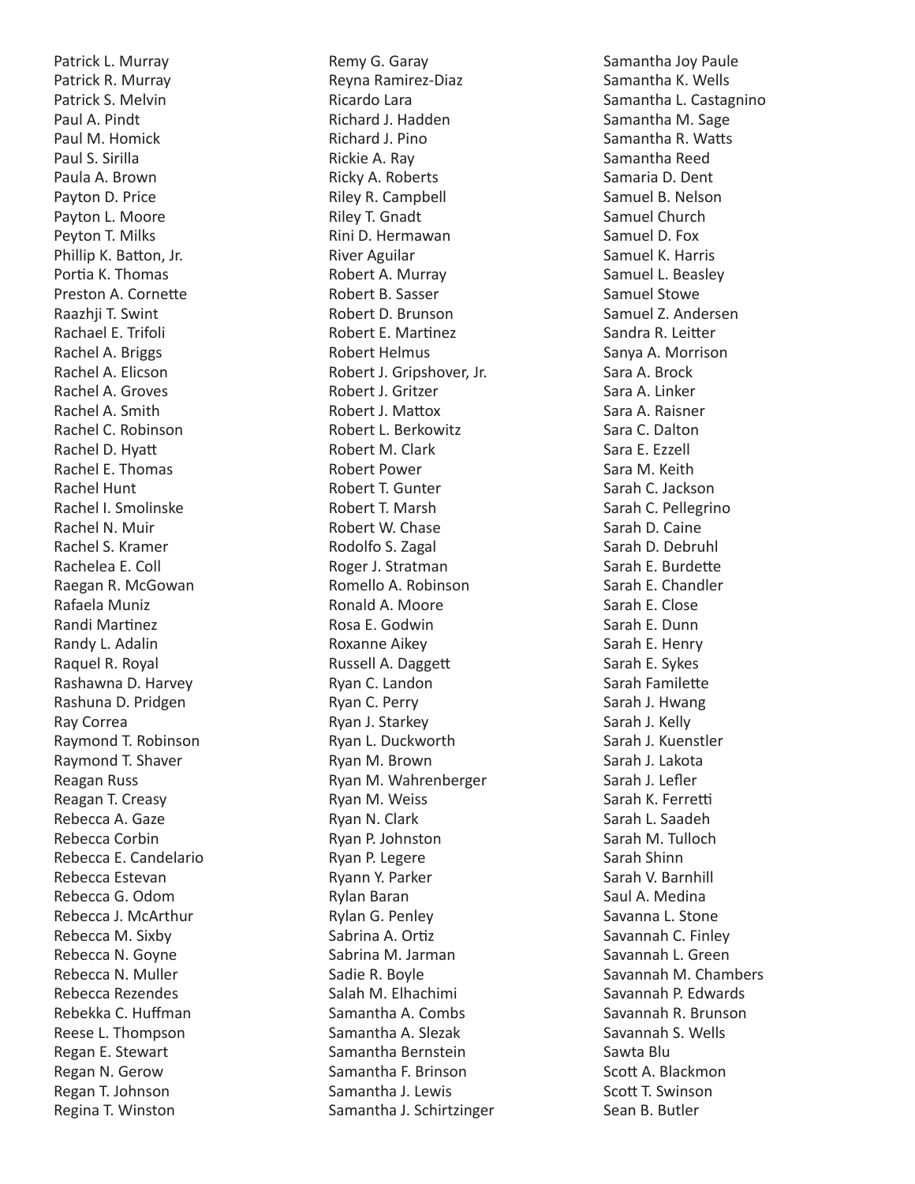Patrick L. Murray
Patrick R. Murray
Patrick S. Melvin
Paul A. Pindt
Paul M. Homick
Paul S. Sirilla
Paula A. Brown
Payton D. Price
Payton L. Moore
Peyton T. Milks
Phillip K. Batton, Jr.
Portia K. Thomas
Preston A. Cornette
Raazhji T. Swint
Rachael E. Trifoli
Rachel A. Briggs
Rachel A. Elicson
Rachel A. Groves
Rachel A. Smith
Rachel C. Robinson
Rachel D. Hyatt
Rachel E. Thomas
Rachel Hunt
Rachel I. Smolinske
Rachel N. Muir
Rachel S. Kramer
Rachelea E. Coll
Raegan R. McGowan
Rafaela Muniz
Randi Martinez
Randy L. Adalin
Raquel R. Royal
Rashawna D. Harvey
Rashuna D. Pridgen
Ray Correa
Raymond T. Robinson
Raymond T. Shaver
Reagan Russ
Reagan T. Creasy
Rebecca A. Gaze
Rebecca Corbin
Rebecca E. Candelario
Rebecca Estevan
Rebecca G. Odom
Rebecca J. McArthur
Rebecca M. Sixby
Rebecca N. Goyne
Rebecca N. Muller
Rebecca Rezendes
Rebekka C. Huffman
Reese L. Thompson
Regan E. Stewart
Regan N. Gerow
Regan T. Johnson
Regina T. Winston
Remy G. Garay
Reyna Ramirez-Diaz
Ricardo Lara
Richard J. Hadden
Richard J. Pino
Rickie A. Ray
Ricky A. Roberts
Riley R. Campbell
Riley T. Gnadt
Rini D. Hermawan
River Aguilar
Robert A. Murray
Robert B. Sasser
Robert D. Brunson
Robert E. Martinez
Robert Helmus
Robert J. Gripshover, Jr.
Robert J. Gritzer
Robert J. Mattox
Robert L. Berkowitz
Robert M. Clark
Robert Power
Robert T. Gunter
Robert T. Marsh
Robert W. Chase
Rodolfo S. Zagal
Roger J. Stratman
Romello A. Robinson
Ronald A. Moore
Rosa E. Godwin
Roxanne Aikey
Russell A. Daggett
Ryan C. Landon
Ryan C. Perry
Ryan J. Starkey
Ryan L. Duckworth
Ryan M. Brown
Ryan M. Wahrenberger
Ryan M. Weiss
Ryan N. Clark
Ryan P. Johnston
Ryan P. Legere
Ryann Y. Parker
Rylan Baran
Rylan G. Penley
Sabrina A. Ortiz
Sabrina M. Jarman
Sadie R. Boyle
Salah M. Elhachimi
Samantha A. Combs
Samantha A. Slezak
Samantha Bernstein
Samantha F. Brinson
Samantha J. Lewis
Samantha J. Schirtzinger
Samantha Joy Paule
Samantha K. Wells
Samantha L. Castagnino
Samantha M. Sage
Samantha R. Watts
Samantha Reed
Samaria D. Dent
Samuel B. Nelson
Samuel Church
Samuel D. Fox
Samuel K. Harris
Samuel L. Beasley
Samuel Stowe
Samuel Z. Andersen
Sandra R. Leitter
Sanya A. Morrison
Sara A. Brock
Sara A. Linker
Sara A. Raisner
Sara C. Dalton
Sara E. Ezzell
Sara M. Keith
Sarah C. Jackson
Sarah C. Pellegrino
Sarah D. Caine
Sarah D. Debruhl
Sarah E. Burdette
Sarah E. Chandler
Sarah E. Close
Sarah E. Dunn
Sarah E. Henry
Sarah E. Sykes
Sarah Familette
Sarah J. Hwang
Sarah J. Kelly
Sarah J. Kuenstler
Sarah J. Lakota
Sarah J. Lefler
Sarah K. Ferretti
Sarah L. Saadeh
Sarah M. Tulloch
Sarah Shinn
Sarah V. Barnhill
Saul A. Medina
Savanna L. Stone
Savannah C. Finley
Savannah L. Green
Savannah M. Chambers
Savannah P. Edwards
Savannah R. Brunson
Savannah S. Wells
Sawta Blu
Scott A. Blackmon
Scott T. Swinson
Sean B. Butler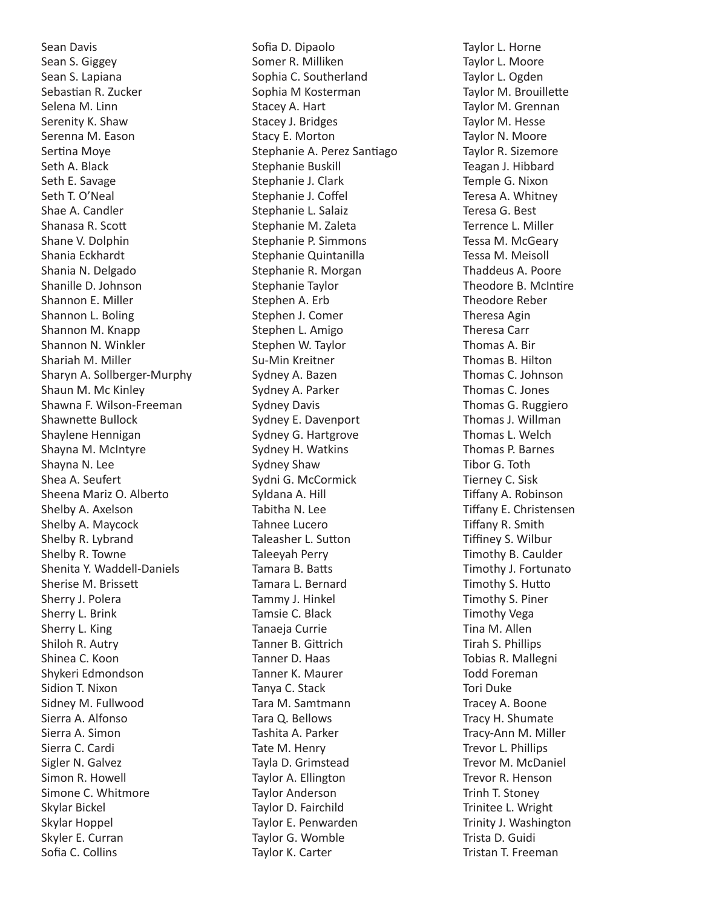Sean Davis
Sean S. Giggey
Sean S. Lapiana
Sebastian R. Zucker
Selena M. Linn
Serenity K. Shaw
Serenna M. Eason
Sertina Moye
Seth A. Black
Seth E. Savage
Seth T. O'Neal
Shae A. Candler
Shanasa R. Scott
Shane V. Dolphin
Shania Eckhardt
Shania N. Delgado
Shanille D. Johnson
Shannon E. Miller
Shannon L. Boling
Shannon M. Knapp
Shannon N. Winkler
Shariah M. Miller
Sharyn A. Sollberger-Murphy
Shaun M. Mc Kinley
Shawna F. Wilson-Freeman
Shawnette Bullock
Shaylene Hennigan
Shayna M. McIntyre
Shayna N. Lee
Shea A. Seufert
Sheena Mariz O. Alberto
Shelby A. Axelson
Shelby A. Maycock
Shelby R. Lybrand
Shelby R. Towne
Shenita Y. Waddell-Daniels
Sherise M. Brissett
Sherry J. Polera
Sherry L. Brink
Sherry L. King
Shiloh R. Autry
Shinea C. Koon
Shykeri Edmondson
Sidion T. Nixon
Sidney M. Fullwood
Sierra A. Alfonso
Sierra A. Simon
Sierra C. Cardi
Sigler N. Galvez
Simon R. Howell
Simone C. Whitmore
Skylar Bickel
Skylar Hoppel
Skyler E. Curran
Sofia C. Collins
Sofia D. Dipaolo
Somer R. Milliken
Sophia C. Southerland
Sophia M Kosterman
Stacey A. Hart
Stacey J. Bridges
Stacy E. Morton
Stephanie A. Perez Santiago
Stephanie Buskill
Stephanie J. Clark
Stephanie J. Coffel
Stephanie L. Salaiz
Stephanie M. Zaleta
Stephanie P. Simmons
Stephanie Quintanilla
Stephanie R. Morgan
Stephanie Taylor
Stephen A. Erb
Stephen J. Comer
Stephen L. Amigo
Stephen W. Taylor
Su-Min Kreitner
Sydney A. Bazen
Sydney A. Parker
Sydney Davis
Sydney E. Davenport
Sydney G. Hartgrove
Sydney H. Watkins
Sydney Shaw
Sydni G. McCormick
Syldana A. Hill
Tabitha N. Lee
Tahnee Lucero
Taleasher L. Sutton
Taleeyah Perry
Tamara B. Batts
Tamara L. Bernard
Tammy J. Hinkel
Tamsie C. Black
Tanaeja Currie
Tanner B. Gittrich
Tanner D. Haas
Tanner K. Maurer
Tanya C. Stack
Tara M. Samtmann
Tara Q. Bellows
Tashita A. Parker
Tate M. Henry
Tayla D. Grimstead
Taylor A. Ellington
Taylor Anderson
Taylor D. Fairchild
Taylor E. Penwarden
Taylor G. Womble
Taylor K. Carter
Taylor L. Horne
Taylor L. Moore
Taylor L. Ogden
Taylor M. Brouillette
Taylor M. Grennan
Taylor M. Hesse
Taylor N. Moore
Taylor R. Sizemore
Teagan J. Hibbard
Temple G. Nixon
Teresa A. Whitney
Teresa G. Best
Terrence L. Miller
Tessa M. McGeary
Tessa M. Meisoll
Thaddeus A. Poore
Theodore B. McIntire
Theodore Reber
Theresa Agin
Theresa Carr
Thomas A. Bir
Thomas B. Hilton
Thomas C. Johnson
Thomas C. Jones
Thomas G. Ruggiero
Thomas J. Willman
Thomas L. Welch
Thomas P. Barnes
Tibor G. Toth
Tierney C. Sisk
Tiffany A. Robinson
Tiffany E. Christensen
Tiffany R. Smith
Tiffiney S. Wilbur
Timothy B. Caulder
Timothy J. Fortunato
Timothy S. Hutto
Timothy S. Piner
Timothy Vega
Tina M. Allen
Tirah S. Phillips
Tobias R. Mallegni
Todd Foreman
Tori Duke
Tracey A. Boone
Tracy H. Shumate
Tracy-Ann M. Miller
Trevor L. Phillips
Trevor M. McDaniel
Trevor R. Henson
Trinh T. Stoney
Trinitee L. Wright
Trinity J. Washington
Trista D. Guidi
Tristan T. Freeman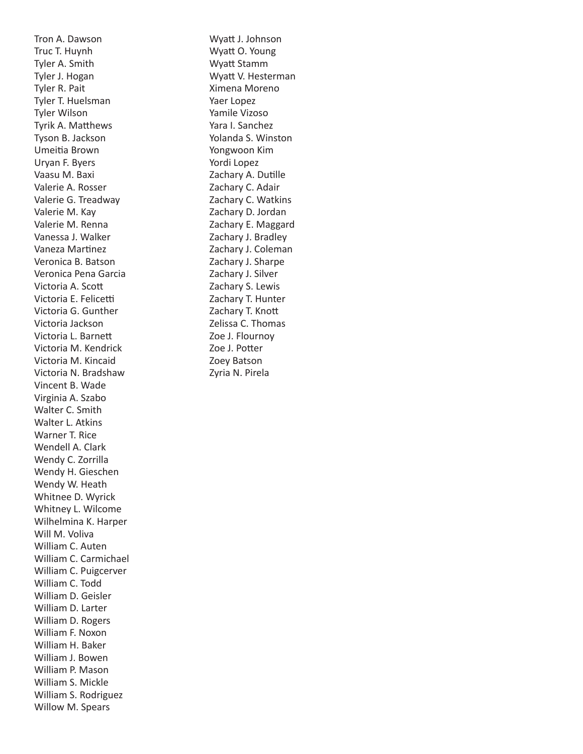Tron A. Dawson
Truc T. Huynh
Tyler A. Smith
Tyler J. Hogan
Tyler R. Pait
Tyler T. Huelsman
Tyler Wilson
Tyrik A. Matthews
Tyson B. Jackson
Umeitia Brown
Uryan F. Byers
Vaasu M. Baxi
Valerie A. Rosser
Valerie G. Treadway
Valerie M. Kay
Valerie M. Renna
Vanessa J. Walker
Vaneza Martinez
Veronica B. Batson
Veronica Pena Garcia
Victoria A. Scott
Victoria E. Felicetti
Victoria G. Gunther
Victoria Jackson
Victoria L. Barnett
Victoria M. Kendrick
Victoria M. Kincaid
Victoria N. Bradshaw
Vincent B. Wade
Virginia A. Szabo
Walter C. Smith
Walter L. Atkins
Warner T. Rice
Wendell A. Clark
Wendy C. Zorrilla
Wendy H. Gieschen
Wendy W. Heath
Whitnee D. Wyrick
Whitney L. Wilcome
Wilhelmina K. Harper
Will M. Voliva
William C. Auten
William C. Carmichael
William C. Puigcerver
William C. Todd
William D. Geisler
William D. Larter
William D. Rogers
William F. Noxon
William H. Baker
William J. Bowen
William P. Mason
William S. Mickle
William S. Rodriguez
Willow M. Spears
Wyatt J. Johnson
Wyatt O. Young
Wyatt Stamm
Wyatt V. Hesterman
Ximena Moreno
Yaer Lopez
Yamile Vizoso
Yara I. Sanchez
Yolanda S. Winston
Yongwoon Kim
Yordi Lopez
Zachary A. Dutille
Zachary C. Adair
Zachary C. Watkins
Zachary D. Jordan
Zachary E. Maggard
Zachary J. Bradley
Zachary J. Coleman
Zachary J. Sharpe
Zachary J. Silver
Zachary S. Lewis
Zachary T. Hunter
Zachary T. Knott
Zelissa C. Thomas
Zoe J. Flournoy
Zoe J. Potter
Zoey Batson
Zyria N. Pirela